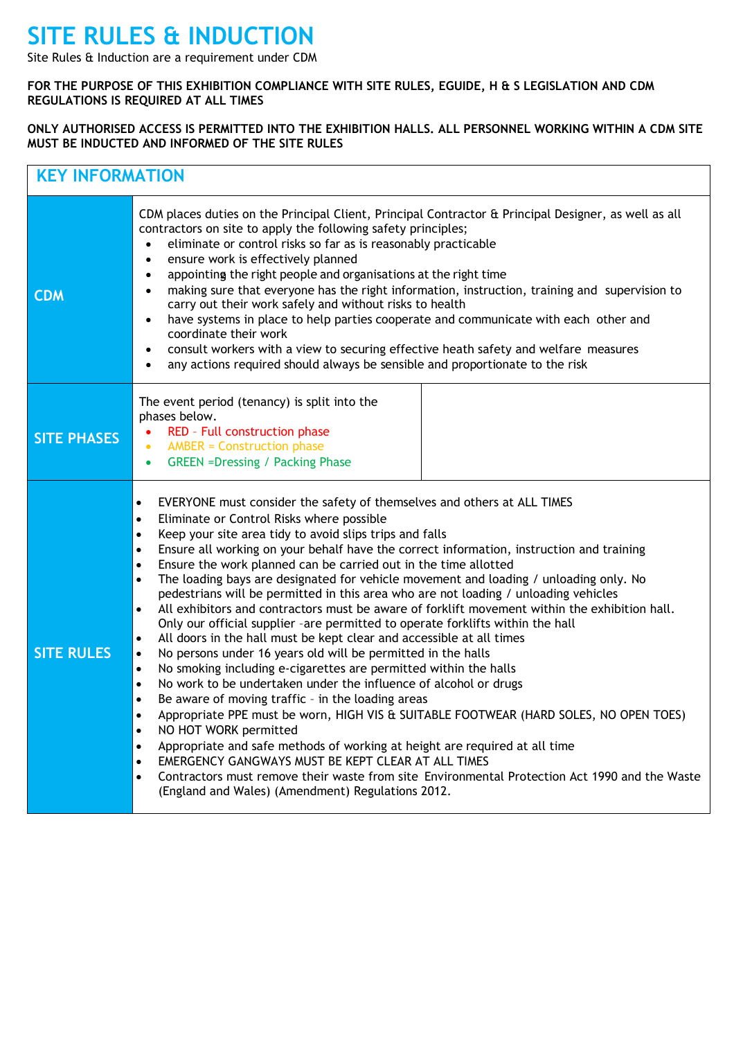# SITE RULES & INDUCTION

Site Rules & Induction are a requirement under CDM

**FOR THE PURPOSE OF THIS EXHIBITION COMPLIANCE WITH SITE RULES, EGUIDE, H & S LEGISLATION AND CDM REGULATIONS IS REQUIRED AT ALL TIMES**

**ONLY AUTHORISED ACCESS IS PERMITTED INTO THE EXHIBITION HALLS. ALL PERSONNEL WORKING WITHIN A CDM SITE MUST BE INDUCTED AND INFORMED OF THE SITE RULES**

## KEY INFORMATION

| | |
|---|---|
| **CDM** | CDM places duties on the Principal Client, Principal Contractor & Principal Designer, as well as all contractors on site to apply the following safety principles;<br>• eliminate or control risks so far as is reasonably practicable<br>• ensure work is effectively planned<br>• appointing the right people and organisations at the right time<br>• making sure that everyone has the right information, instruction, training and supervision to carry out their work safely and without risks to health<br>• have systems in place to help parties cooperate and communicate with each other and coordinate their work<br>• consult workers with a view to securing effective heath safety and welfare measures<br>• any actions required should always be sensible and proportionate to the risk |
| **SITE PHASES** | The event period (tenancy) is split into the phases below.<br>• RED - Full construction phase<br>• AMBER = Construction phase<br>• GREEN =Dressing / Packing Phase |
| **SITE RULES** | • EVERYONE must consider the safety of themselves and others at ALL TIMES<br>• Eliminate or Control Risks where possible<br>• Keep your site area tidy to avoid slips trips and falls<br>• Ensure all working on your behalf have the correct information, instruction and training<br>• Ensure the work planned can be carried out in the time allotted<br>• The loading bays are designated for vehicle movement and loading / unloading only. No pedestrians will be permitted in this area who are not loading / unloading vehicles<br>• All exhibitors and contractors must be aware of forklift movement within the exhibition hall. Only our official supplier -are permitted to operate forklifts within the hall<br>• All doors in the hall must be kept clear and accessible at all times<br>• No persons under 16 years old will be permitted in the halls<br>• No smoking including e-cigarettes are permitted within the halls<br>• No work to be undertaken under the influence of alcohol or drugs<br>• Be aware of moving traffic - in the loading areas<br>• Appropriate PPE must be worn, HIGH VIS & SUITABLE FOOTWEAR (HARD SOLES, NO OPEN TOES)<br>• NO HOT WORK permitted<br>• Appropriate and safe methods of working at height are required at all time<br>• EMERGENCY GANGWAYS MUST BE KEPT CLEAR AT ALL TIMES<br>• Contractors must remove their waste from site Environmental Protection Act 1990 and the Waste (England and Wales) (Amendment) Regulations 2012. |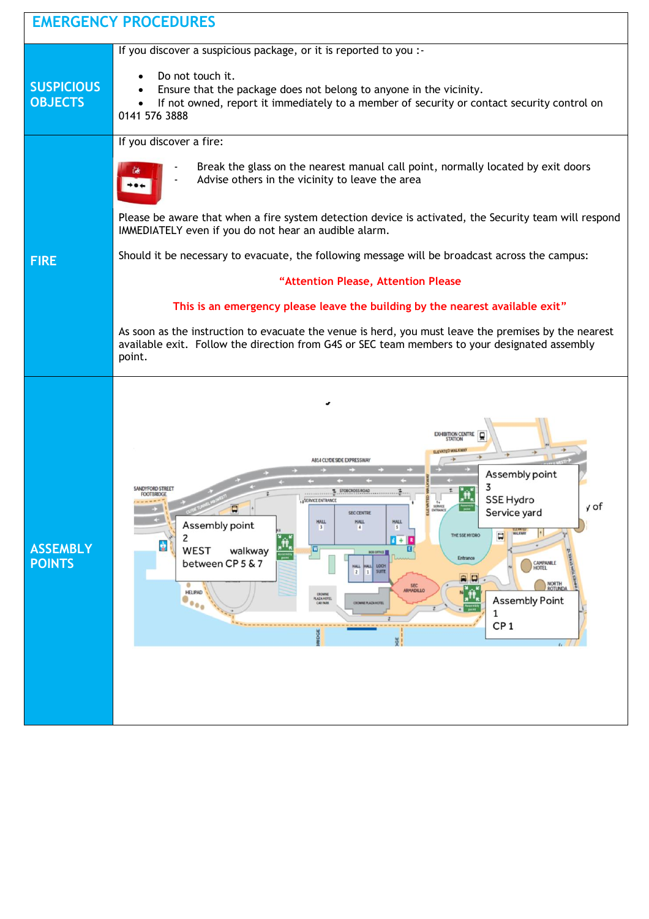# EMERGENCY PROCEDURES

## SUSPICIOUS OBJECTS

If you discover a suspicious package, or it is reported to you :-

- Do not touch it.
- Ensure that the package does not belong to anyone in the vicinity.
- If not owned, report it immediately to a member of security or contact security control on 0141 576 3888

## FIRE

If you discover a fire:

- Break the glass on the nearest manual call point, normally located by exit doors
- Advise others in the vicinity to leave the area

Please be aware that when a fire system detection device is activated, the Security team will respond IMMEDIATELY even if you do not hear an audible alarm.

Should it be necessary to evacuate, the following message will be broadcast across the campus:

**"Attention Please, Attention Please**

**This is an emergency please leave the building by the nearest available exit"**

As soon as the instruction to evacuate the venue is herd, you must leave the premises by the nearest available exit. Follow the direction from G4S or SEC team members to your designated assembly point.

## ASSEMBLY POINTS

Assembly point 3 – SSE Hydro Service yard

Assembly point 2 – WEST walkway between CP 5 & 7

Assembly Point 1 – CP 1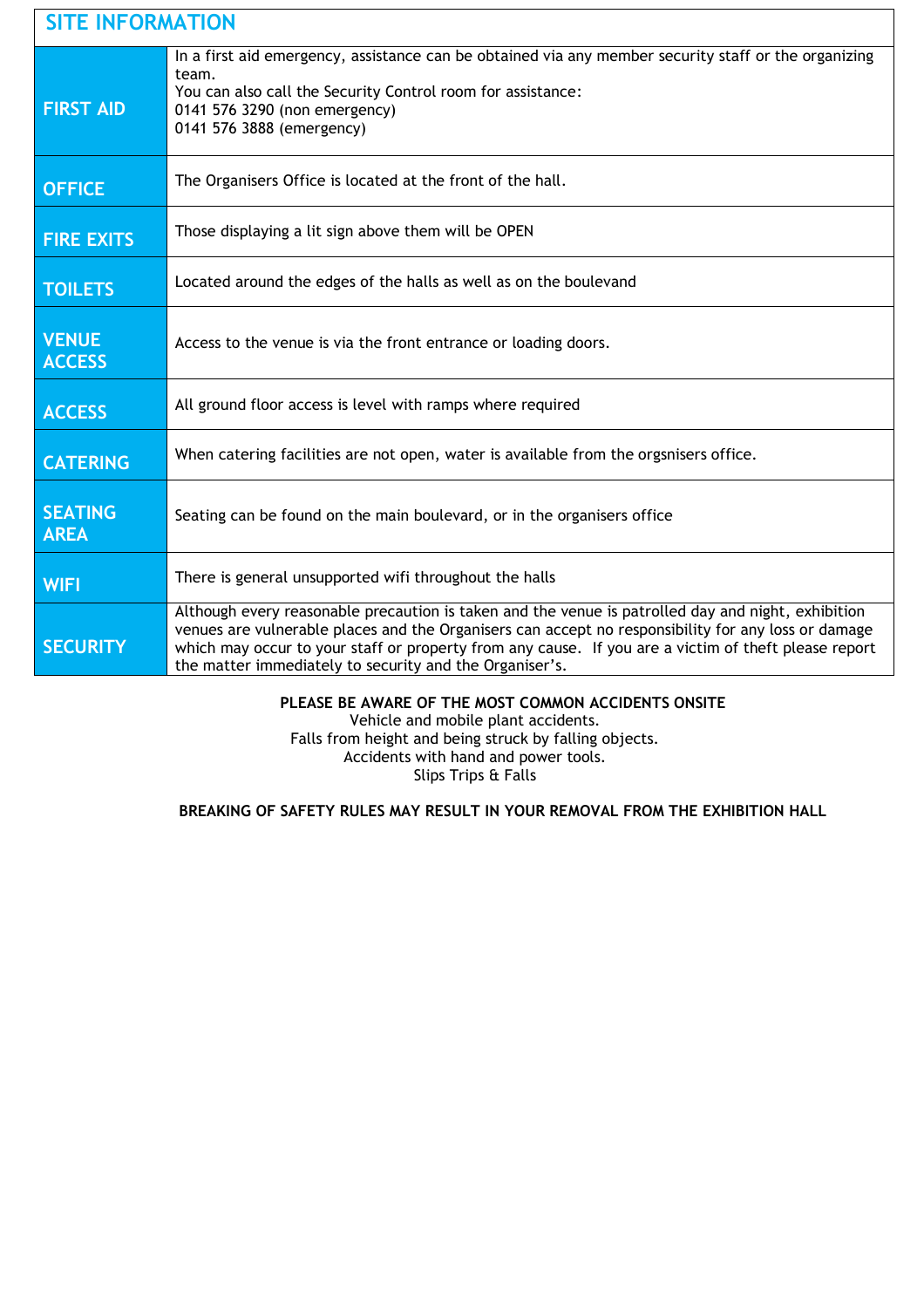## SITE INFORMATION

| | |
|---|---|
| **FIRST AID** | In a first aid emergency, assistance can be obtained via any member security staff or the organizing team.<br>You can also call the Security Control room for assistance:<br>0141 576 3290 (non emergency)<br>0141 576 3888 (emergency) |
| **OFFICE** | The Organisers Office is located at the front of the hall. |
| **FIRE EXITS** | Those displaying a lit sign above them will be OPEN |
| **TOILETS** | Located around the edges of the halls as well as on the boulevand |
| **VENUE ACCESS** | Access to the venue is via the front entrance or loading doors. |
| **ACCESS** | All ground floor access is level with ramps where required |
| **CATERING** | When catering facilities are not open, water is available from the orgsnisers office. |
| **SEATING AREA** | Seating can be found on the main boulevard, or in the organisers office |
| **WIFI** | There is general unsupported wifi throughout the halls |
| **SECURITY** | Although every reasonable precaution is taken and the venue is patrolled day and night, exhibition venues are vulnerable places and the Organisers can accept no responsibility for any loss or damage which may occur to your staff or property from any cause. If you are a victim of theft please report the matter immediately to security and the Organiser's. |

**PLEASE BE AWARE OF THE MOST COMMON ACCIDENTS ONSITE**

Vehicle and mobile plant accidents.
Falls from height and being struck by falling objects.
Accidents with hand and power tools.
Slips Trips & Falls

**BREAKING OF SAFETY RULES MAY RESULT IN YOUR REMOVAL FROM THE EXHIBITION HALL**